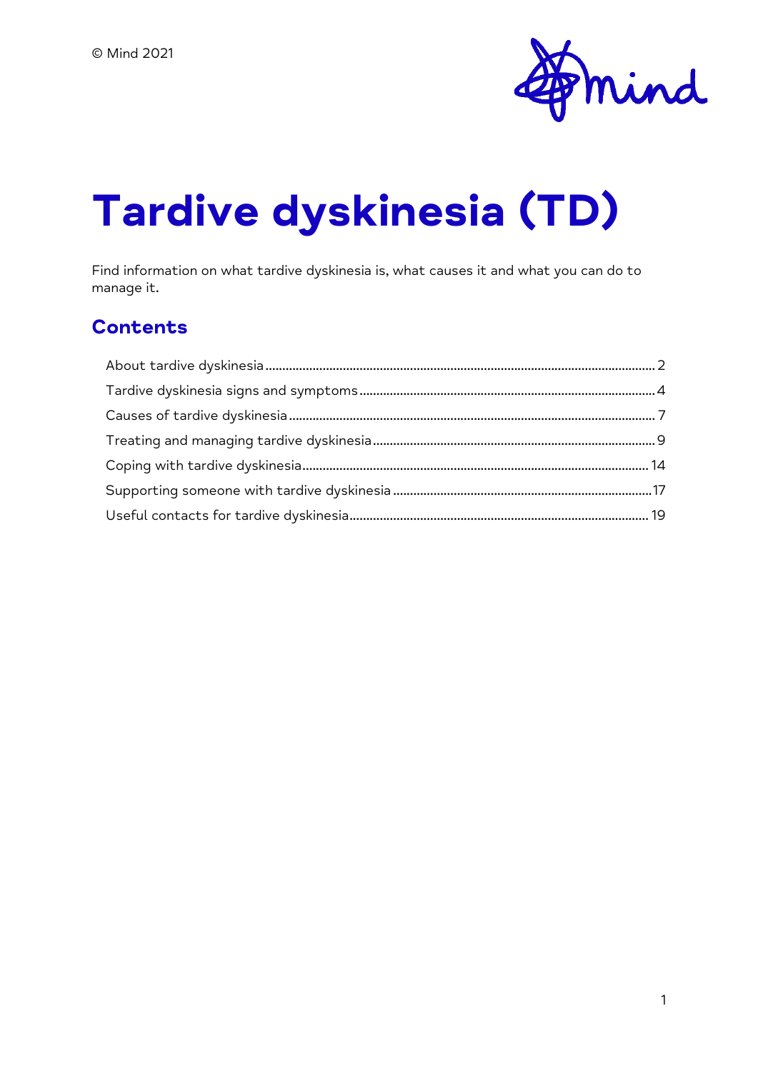© Mind 2021

# Tardive dyskinesia (TD)

Find information on what tardive dyskinesia is, what causes it and what you can do to manage it.

## Contents

- About tardive dyskinesia ..... 2
- Tardive dyskinesia signs and symptoms ..... 4
- Causes of tardive dyskinesia ..... 7
- Treating and managing tardive dyskinesia ..... 9
- Coping with tardive dyskinesia ..... 14
- Supporting someone with tardive dyskinesia ..... 17
- Useful contacts for tardive dyskinesia ..... 19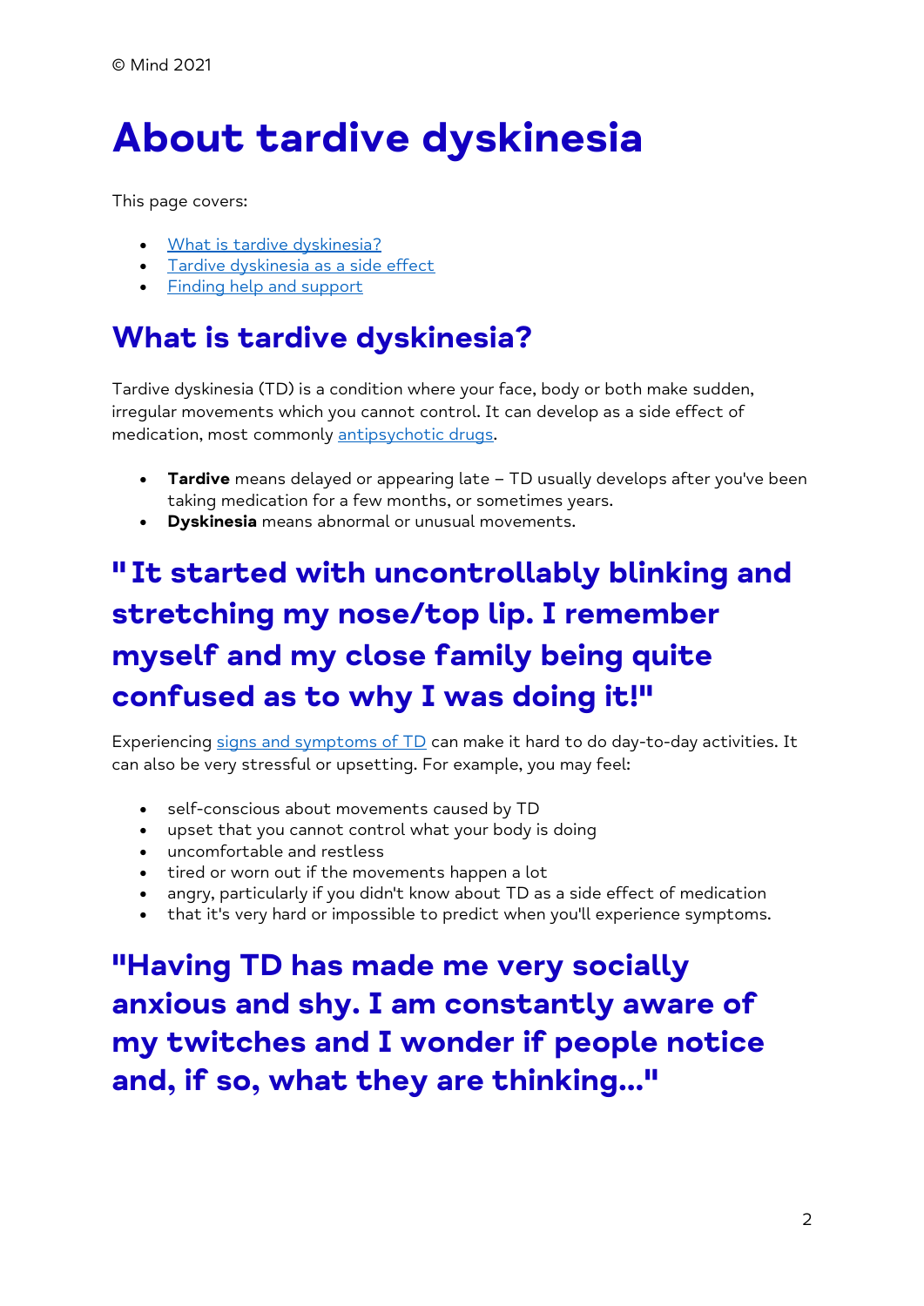© Mind 2021

# About tardive dyskinesia

This page covers:

- [What is tardive dyskinesia?](#)
- [Tardive dyskinesia as a side effect](#)
- [Finding help and support](#)

## What is tardive dyskinesia?

Tardive dyskinesia (TD) is a condition where your face, body or both make sudden, irregular movements which you cannot control. It can develop as a side effect of medication, most commonly [antipsychotic drugs](#).

- **Tardive** means delayed or appearing late – TD usually develops after you've been taking medication for a few months, or sometimes years.
- **Dyskinesia** means abnormal or unusual movements.

## "It started with uncontrollably blinking and stretching my nose/top lip. I remember myself and my close family being quite confused as to why I was doing it!"

Experiencing [signs and symptoms of TD](#) can make it hard to do day-to-day activities. It can also be very stressful or upsetting. For example, you may feel:

- self-conscious about movements caused by TD
- upset that you cannot control what your body is doing
- uncomfortable and restless
- tired or worn out if the movements happen a lot
- angry, particularly if you didn't know about TD as a side effect of medication
- that it's very hard or impossible to predict when you'll experience symptoms.

## "Having TD has made me very socially anxious and shy. I am constantly aware of my twitches and I wonder if people notice and, if so, what they are thinking..."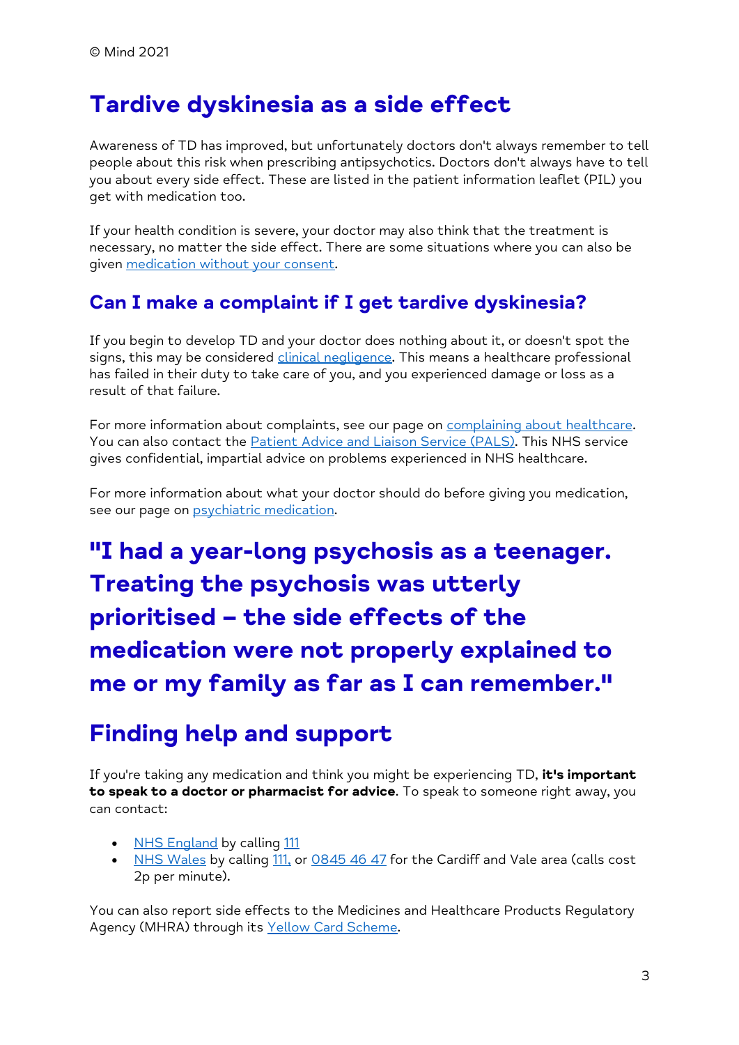© Mind 2021

## Tardive dyskinesia as a side effect

Awareness of TD has improved, but unfortunately doctors don't always remember to tell people about this risk when prescribing antipsychotics. Doctors don't always have to tell you about every side effect. These are listed in the patient information leaflet (PIL) you get with medication too.

If your health condition is severe, your doctor may also think that the treatment is necessary, no matter the side effect. There are some situations where you can also be given medication without your consent.

### Can I make a complaint if I get tardive dyskinesia?

If you begin to develop TD and your doctor does nothing about it, or doesn't spot the signs, this may be considered clinical negligence. This means a healthcare professional has failed in their duty to take care of you, and you experienced damage or loss as a result of that failure.

For more information about complaints, see our page on complaining about healthcare. You can also contact the Patient Advice and Liaison Service (PALS). This NHS service gives confidential, impartial advice on problems experienced in NHS healthcare.

For more information about what your doctor should do before giving you medication, see our page on psychiatric medication.

## "I had a year-long psychosis as a teenager. Treating the psychosis was utterly prioritised – the side effects of the medication were not properly explained to me or my family as far as I can remember."

## Finding help and support

If you're taking any medication and think you might be experiencing TD, **it's important to speak to a doctor or pharmacist for advice**. To speak to someone right away, you can contact:

- NHS England by calling 111
- NHS Wales by calling 111, or 0845 46 47 for the Cardiff and Vale area (calls cost 2p per minute).

You can also report side effects to the Medicines and Healthcare Products Regulatory Agency (MHRA) through its Yellow Card Scheme.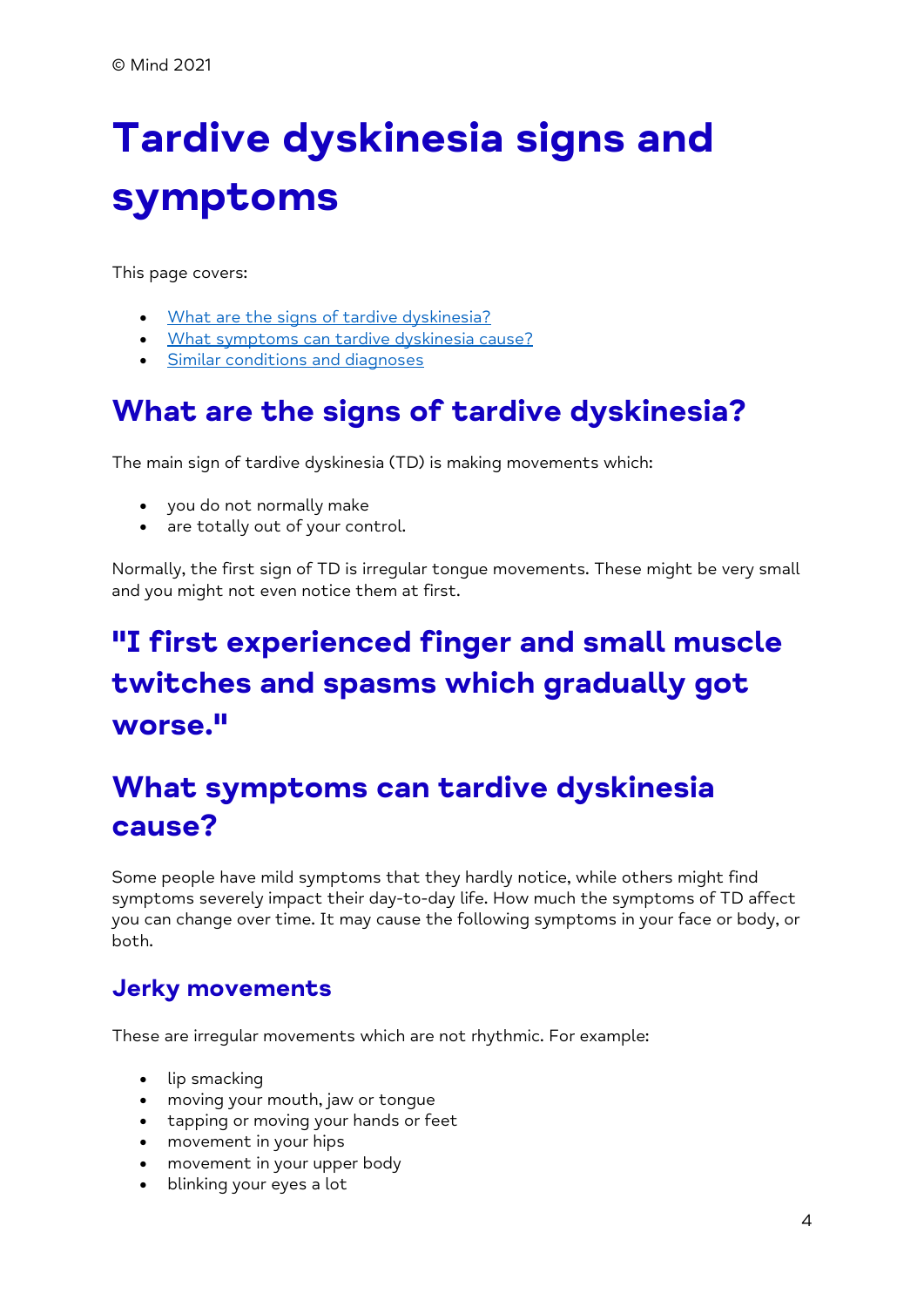© Mind 2021

# Tardive dyskinesia signs and symptoms

This page covers:

- [What are the signs of tardive dyskinesia?](#)
- [What symptoms can tardive dyskinesia cause?](#)
- [Similar conditions and diagnoses](#)

## What are the signs of tardive dyskinesia?

The main sign of tardive dyskinesia (TD) is making movements which:

- you do not normally make
- are totally out of your control.

Normally, the first sign of TD is irregular tongue movements. These might be very small and you might not even notice them at first.

## "I first experienced finger and small muscle twitches and spasms which gradually got worse."

## What symptoms can tardive dyskinesia cause?

Some people have mild symptoms that they hardly notice, while others might find symptoms severely impact their day-to-day life. How much the symptoms of TD affect you can change over time. It may cause the following symptoms in your face or body, or both.

### Jerky movements

These are irregular movements which are not rhythmic. For example:

- lip smacking
- moving your mouth, jaw or tongue
- tapping or moving your hands or feet
- movement in your hips
- movement in your upper body
- blinking your eyes a lot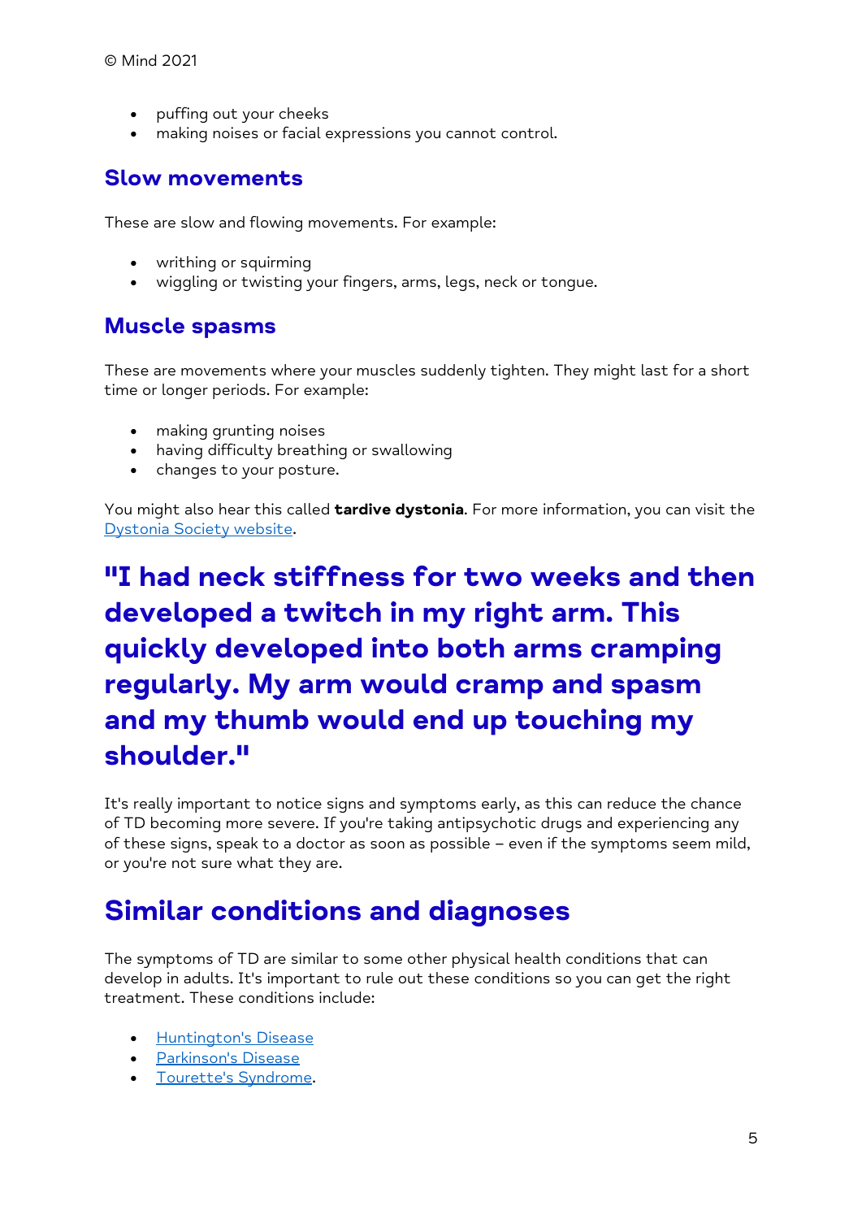- puffing out your cheeks
- making noises or facial expressions you cannot control.

### Slow movements

These are slow and flowing movements. For example:

- writhing or squirming
- wiggling or twisting your fingers, arms, legs, neck or tongue.

### Muscle spasms

These are movements where your muscles suddenly tighten. They might last for a short time or longer periods. For example:

- making grunting noises
- having difficulty breathing or swallowing
- changes to your posture.

You might also hear this called **tardive dystonia**. For more information, you can visit the [Dystonia Society website](Dystonia Society website).

> **"I had neck stiffness for two weeks and then developed a twitch in my right arm. This quickly developed into both arms cramping regularly. My arm would cramp and spasm and my thumb would end up touching my shoulder."**

It's really important to notice signs and symptoms early, as this can reduce the chance of TD becoming more severe. If you're taking antipsychotic drugs and experiencing any of these signs, speak to a doctor as soon as possible – even if the symptoms seem mild, or you're not sure what they are.

## Similar conditions and diagnoses

The symptoms of TD are similar to some other physical health conditions that can develop in adults. It's important to rule out these conditions so you can get the right treatment. These conditions include:

- Huntington's Disease
- Parkinson's Disease
- Tourette's Syndrome.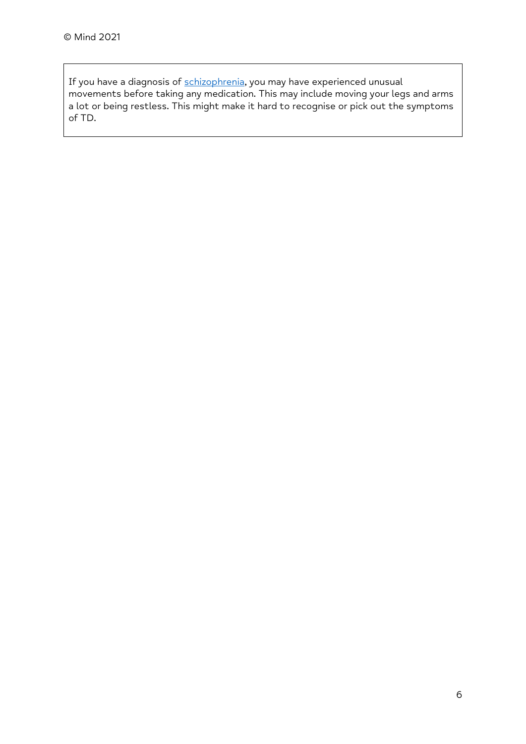If you have a diagnosis of [schizophrenia](), you may have experienced unusual movements before taking any medication. This may include moving your legs and arms a lot or being restless. This might make it hard to recognise or pick out the symptoms of TD.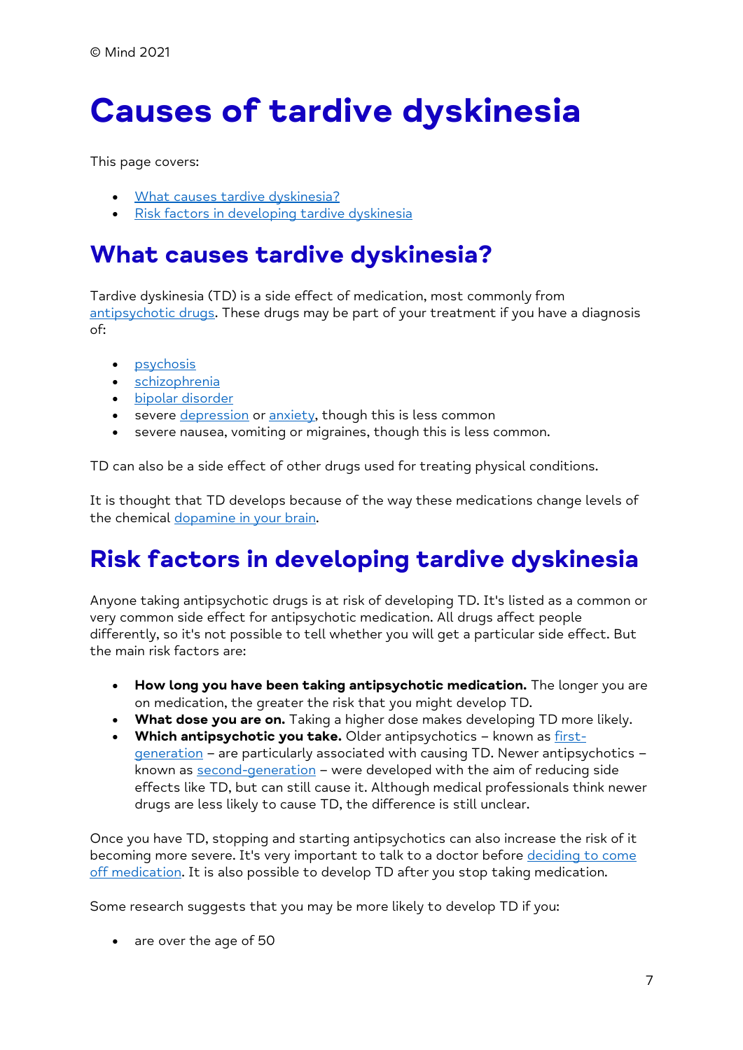© Mind 2021

# Causes of tardive dyskinesia

This page covers:

- What causes tardive dyskinesia?
- Risk factors in developing tardive dyskinesia

## What causes tardive dyskinesia?

Tardive dyskinesia (TD) is a side effect of medication, most commonly from antipsychotic drugs. These drugs may be part of your treatment if you have a diagnosis of:

- psychosis
- schizophrenia
- bipolar disorder
- severe depression or anxiety, though this is less common
- severe nausea, vomiting or migraines, though this is less common.

TD can also be a side effect of other drugs used for treating physical conditions.

It is thought that TD develops because of the way these medications change levels of the chemical dopamine in your brain.

## Risk factors in developing tardive dyskinesia

Anyone taking antipsychotic drugs is at risk of developing TD. It's listed as a common or very common side effect for antipsychotic medication. All drugs affect people differently, so it's not possible to tell whether you will get a particular side effect. But the main risk factors are:

- **How long you have been taking antipsychotic medication.** The longer you are on medication, the greater the risk that you might develop TD.
- **What dose you are on.** Taking a higher dose makes developing TD more likely.
- **Which antipsychotic you take.** Older antipsychotics – known as first-generation – are particularly associated with causing TD. Newer antipsychotics – known as second-generation – were developed with the aim of reducing side effects like TD, but can still cause it. Although medical professionals think newer drugs are less likely to cause TD, the difference is still unclear.

Once you have TD, stopping and starting antipsychotics can also increase the risk of it becoming more severe. It's very important to talk to a doctor before deciding to come off medication. It is also possible to develop TD after you stop taking medication.

Some research suggests that you may be more likely to develop TD if you:

- are over the age of 50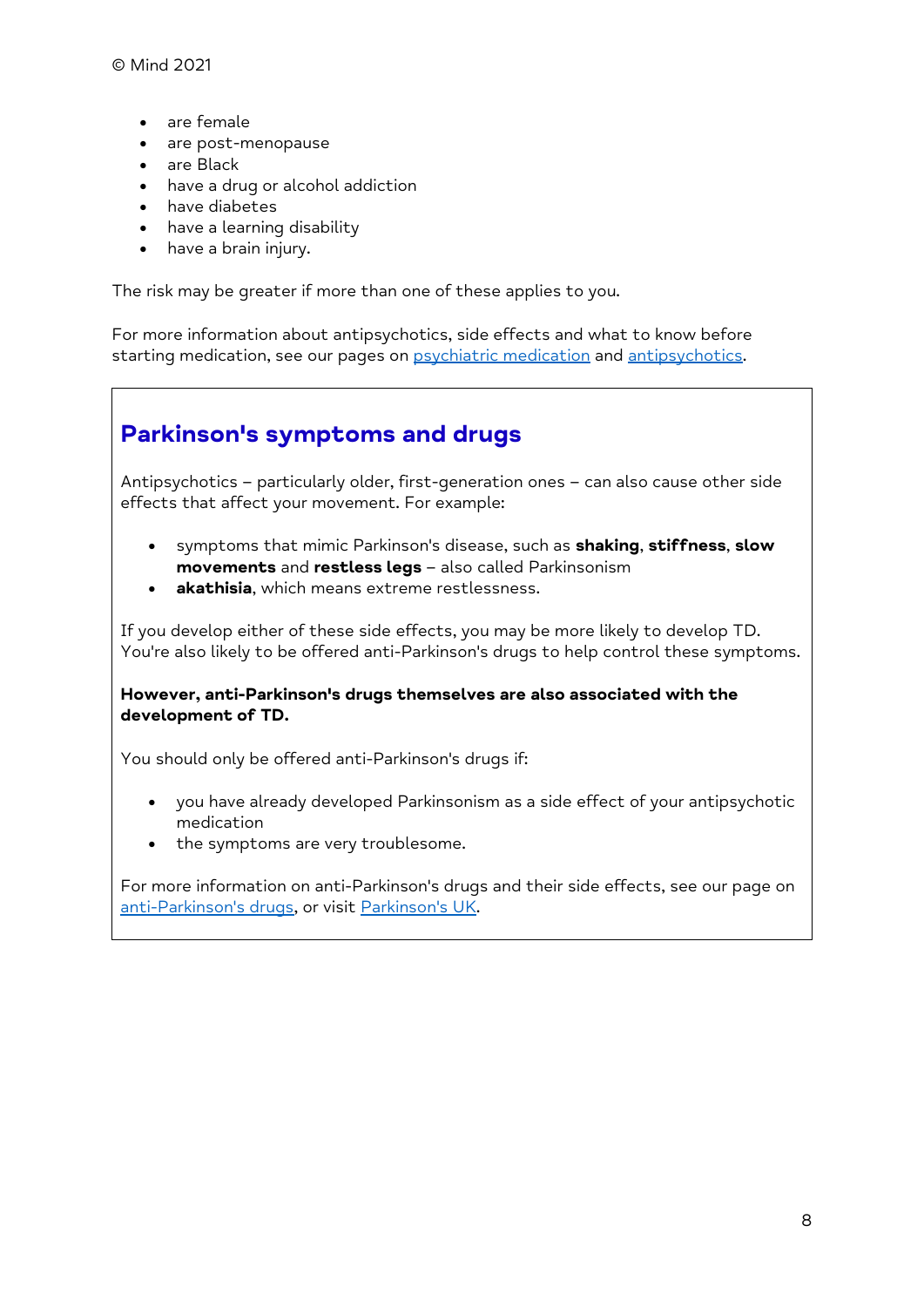- are female
- are post-menopause
- are Black
- have a drug or alcohol addiction
- have diabetes
- have a learning disability
- have a brain injury.

The risk may be greater if more than one of these applies to you.

For more information about antipsychotics, side effects and what to know before starting medication, see our pages on [psychiatric medication]() and [antipsychotics]().

## Parkinson's symptoms and drugs

Antipsychotics – particularly older, first-generation ones – can also cause other side effects that affect your movement. For example:

- symptoms that mimic Parkinson's disease, such as **shaking**, **stiffness**, **slow movements** and **restless legs** – also called Parkinsonism
- **akathisia**, which means extreme restlessness.

If you develop either of these side effects, you may be more likely to develop TD. You're also likely to be offered anti-Parkinson's drugs to help control these symptoms.

**However, anti-Parkinson's drugs themselves are also associated with the development of TD.**

You should only be offered anti-Parkinson's drugs if:

- you have already developed Parkinsonism as a side effect of your antipsychotic medication
- the symptoms are very troublesome.

For more information on anti-Parkinson's drugs and their side effects, see our page on [anti-Parkinson's drugs](), or visit [Parkinson's UK]().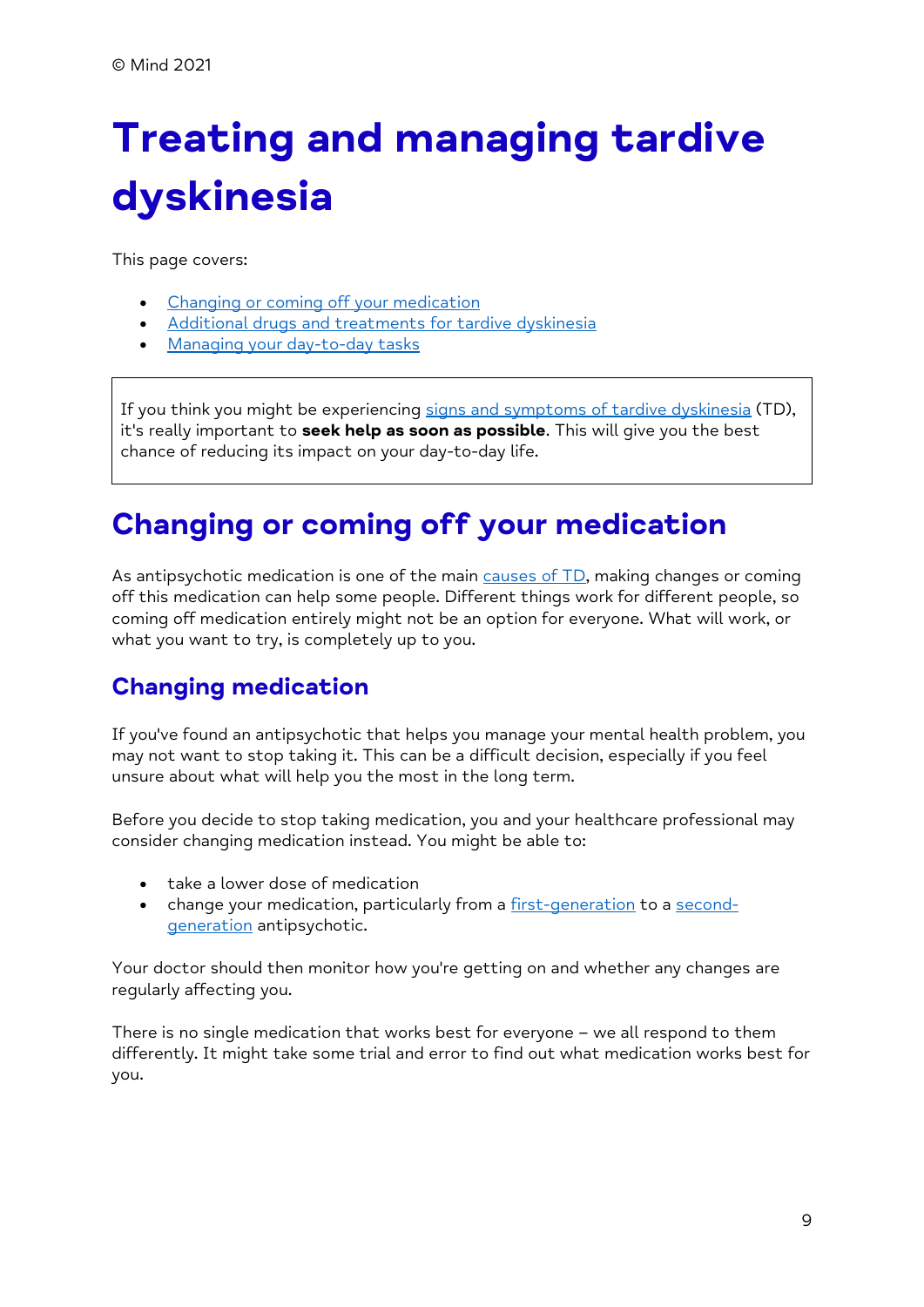© Mind 2021

# Treating and managing tardive dyskinesia

This page covers:

- Changing or coming off your medication
- Additional drugs and treatments for tardive dyskinesia
- Managing your day-to-day tasks

If you think you might be experiencing signs and symptoms of tardive dyskinesia (TD), it's really important to **seek help as soon as possible**. This will give you the best chance of reducing its impact on your day-to-day life.

## Changing or coming off your medication

As antipsychotic medication is one of the main causes of TD, making changes or coming off this medication can help some people. Different things work for different people, so coming off medication entirely might not be an option for everyone. What will work, or what you want to try, is completely up to you.

### Changing medication

If you've found an antipsychotic that helps you manage your mental health problem, you may not want to stop taking it. This can be a difficult decision, especially if you feel unsure about what will help you the most in the long term.

Before you decide to stop taking medication, you and your healthcare professional may consider changing medication instead. You might be able to:

- take a lower dose of medication
- change your medication, particularly from a first-generation to a second-generation antipsychotic.

Your doctor should then monitor how you're getting on and whether any changes are regularly affecting you.

There is no single medication that works best for everyone – we all respond to them differently. It might take some trial and error to find out what medication works best for you.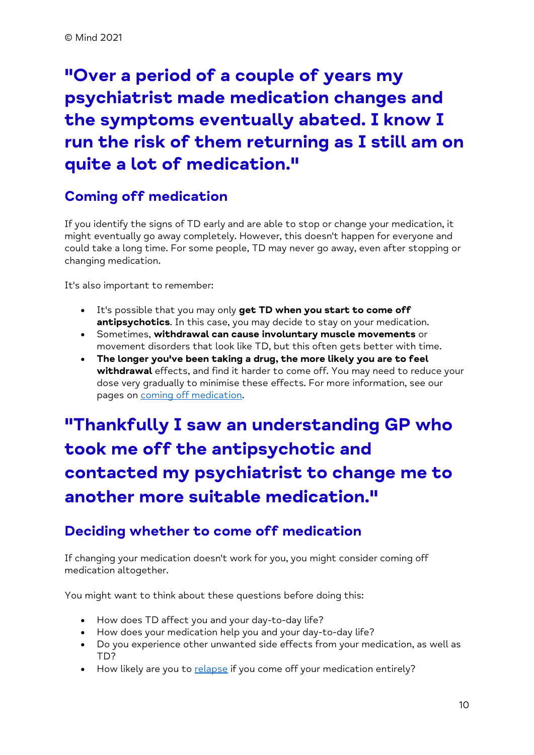© Mind 2021

**"Over a period of a couple of years my psychiatrist made medication changes and the symptoms eventually abated. I know I run the risk of them returning as I still am on quite a lot of medication."**

## Coming off medication

If you identify the signs of TD early and are able to stop or change your medication, it might eventually go away completely. However, this doesn't happen for everyone and could take a long time. For some people, TD may never go away, even after stopping or changing medication.

It's also important to remember:

- It's possible that you may only **get TD when you start to come off antipsychotics**. In this case, you may decide to stay on your medication.
- Sometimes, **withdrawal can cause involuntary muscle movements** or movement disorders that look like TD, but this often gets better with time.
- **The longer you've been taking a drug, the more likely you are to feel withdrawal** effects, and find it harder to come off. You may need to reduce your dose very gradually to minimise these effects. For more information, see our pages on [coming off medication](coming off medication).

**"Thankfully I saw an understanding GP who took me off the antipsychotic and contacted my psychiatrist to change me to another more suitable medication."**

## Deciding whether to come off medication

If changing your medication doesn't work for you, you might consider coming off medication altogether.

You might want to think about these questions before doing this:

- How does TD affect you and your day-to-day life?
- How does your medication help you and your day-to-day life?
- Do you experience other unwanted side effects from your medication, as well as TD?
- How likely are you to [relapse](relapse) if you come off your medication entirely?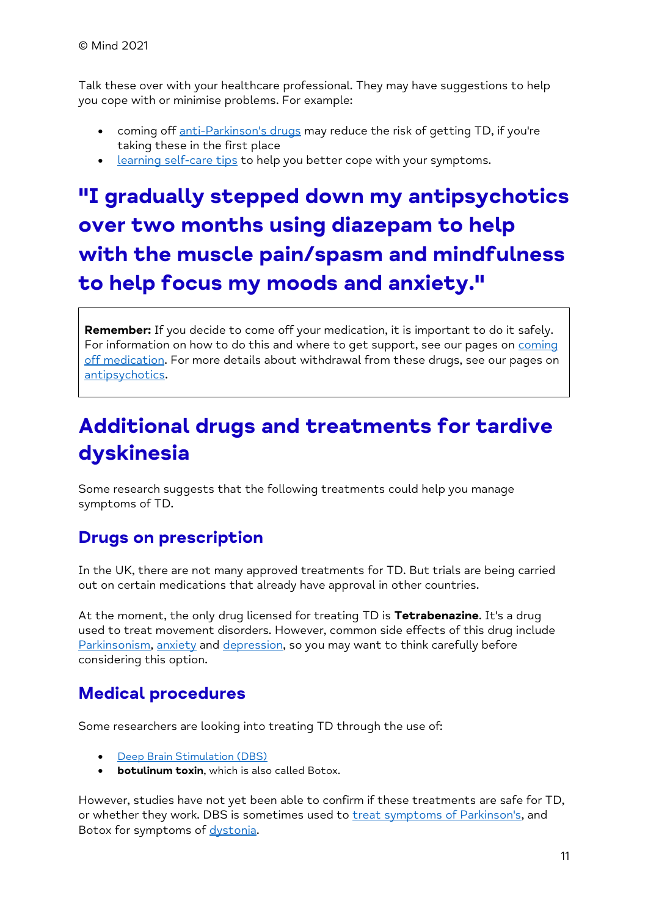Talk these over with your healthcare professional. They may have suggestions to help you cope with or minimise problems. For example:

- coming off anti-Parkinson's drugs may reduce the risk of getting TD, if you're taking these in the first place
- learning self-care tips to help you better cope with your symptoms.

## "I gradually stepped down my antipsychotics over two months using diazepam to help with the muscle pain/spasm and mindfulness to help focus my moods and anxiety."

**Remember:** If you decide to come off your medication, it is important to do it safely. For information on how to do this and where to get support, see our pages on coming off medication. For more details about withdrawal from these drugs, see our pages on antipsychotics.

## Additional drugs and treatments for tardive dyskinesia

Some research suggests that the following treatments could help you manage symptoms of TD.

### Drugs on prescription

In the UK, there are not many approved treatments for TD. But trials are being carried out on certain medications that already have approval in other countries.

At the moment, the only drug licensed for treating TD is **Tetrabenazine**. It's a drug used to treat movement disorders. However, common side effects of this drug include Parkinsonism, anxiety and depression, so you may want to think carefully before considering this option.

### Medical procedures

Some researchers are looking into treating TD through the use of:

- Deep Brain Stimulation (DBS)
- **botulinum toxin**, which is also called Botox.

However, studies have not yet been able to confirm if these treatments are safe for TD, or whether they work. DBS is sometimes used to treat symptoms of Parkinson's, and Botox for symptoms of dystonia.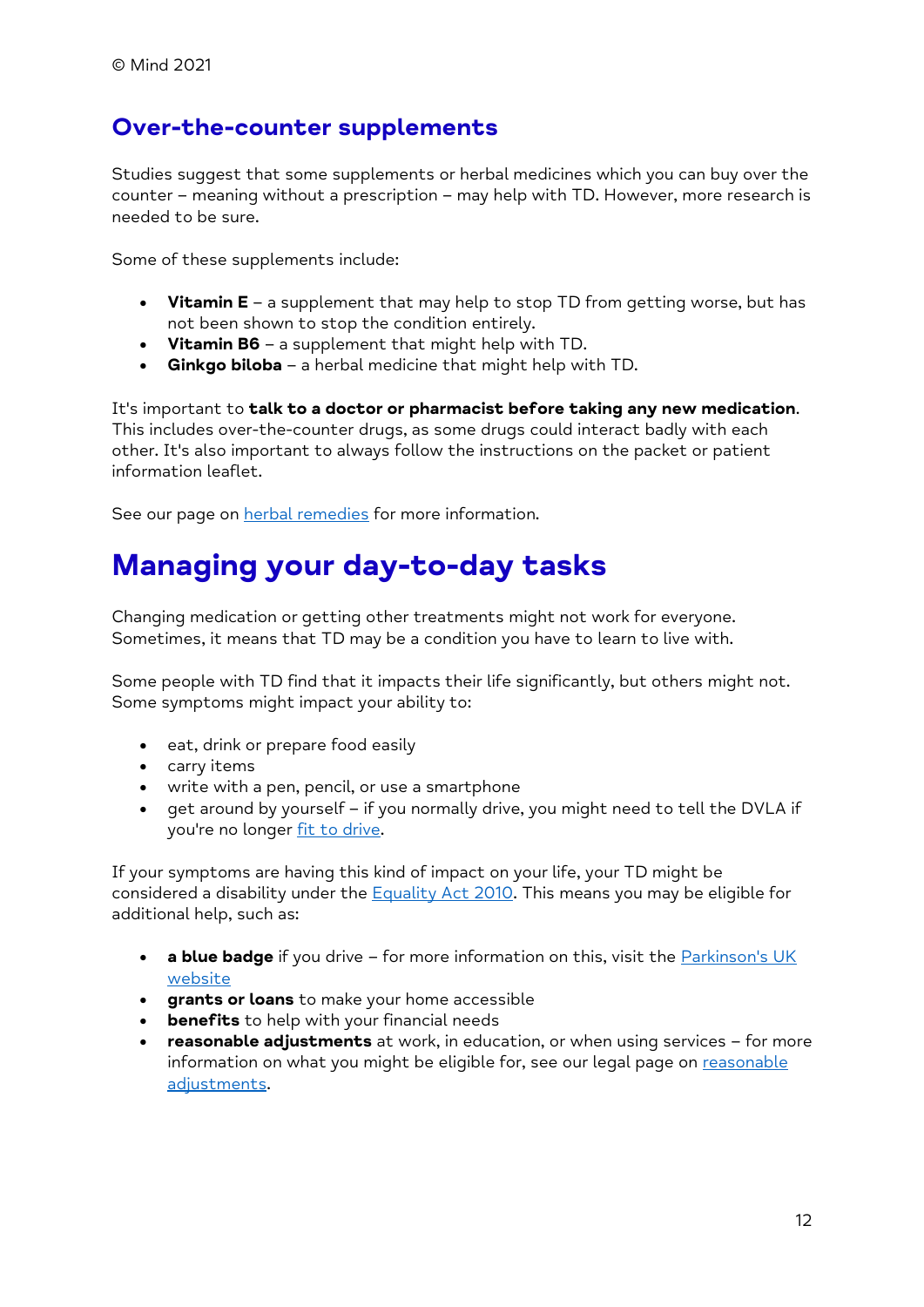## Over-the-counter supplements

Studies suggest that some supplements or herbal medicines which you can buy over the counter – meaning without a prescription – may help with TD. However, more research is needed to be sure.

Some of these supplements include:

- **Vitamin E** – a supplement that may help to stop TD from getting worse, but has not been shown to stop the condition entirely.
- **Vitamin B6** – a supplement that might help with TD.
- **Ginkgo biloba** – a herbal medicine that might help with TD.

It's important to **talk to a doctor or pharmacist before taking any new medication**. This includes over-the-counter drugs, as some drugs could interact badly with each other. It's also important to always follow the instructions on the packet or patient information leaflet.

See our page on herbal remedies for more information.

# Managing your day-to-day tasks

Changing medication or getting other treatments might not work for everyone. Sometimes, it means that TD may be a condition you have to learn to live with.

Some people with TD find that it impacts their life significantly, but others might not. Some symptoms might impact your ability to:

- eat, drink or prepare food easily
- carry items
- write with a pen, pencil, or use a smartphone
- get around by yourself – if you normally drive, you might need to tell the DVLA if you're no longer fit to drive.

If your symptoms are having this kind of impact on your life, your TD might be considered a disability under the Equality Act 2010. This means you may be eligible for additional help, such as:

- **a blue badge** if you drive – for more information on this, visit the Parkinson's UK website
- **grants or loans** to make your home accessible
- **benefits** to help with your financial needs
- **reasonable adjustments** at work, in education, or when using services – for more information on what you might be eligible for, see our legal page on reasonable adjustments.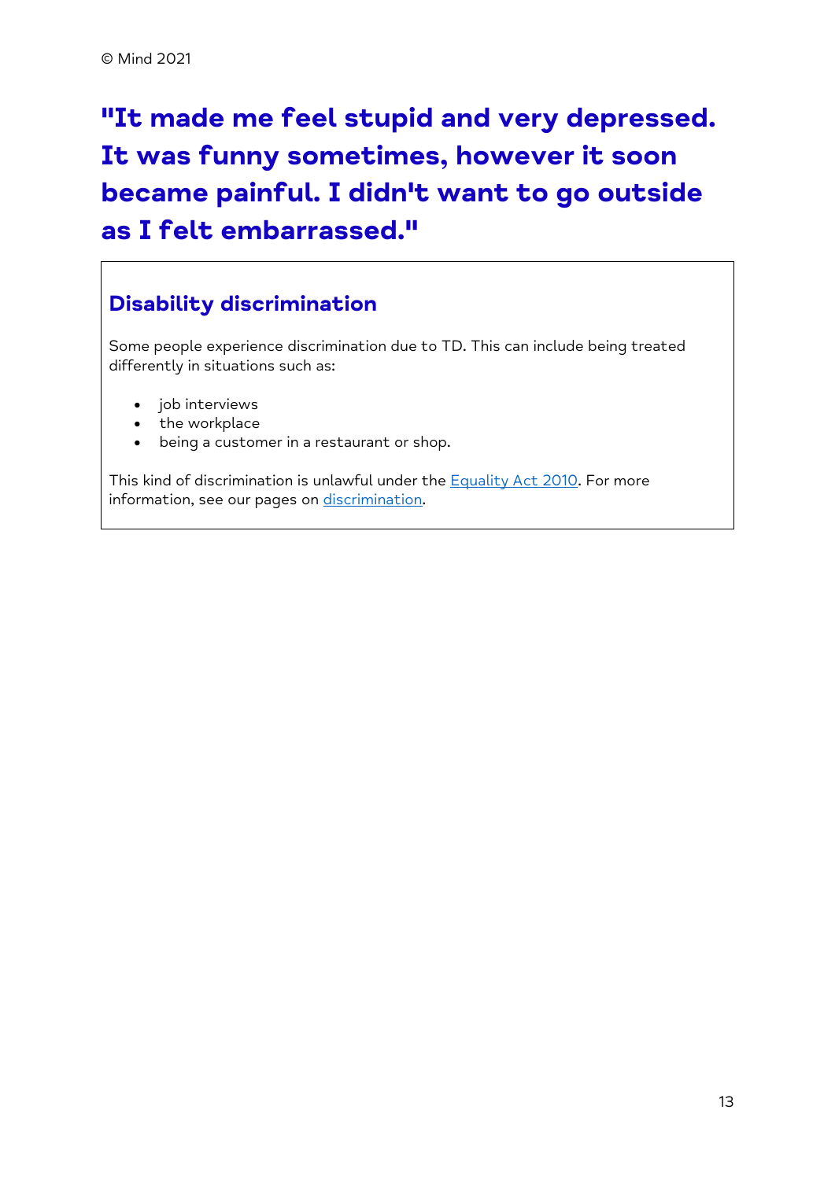**"It made me feel stupid and very depressed. It was funny sometimes, however it soon became painful. I didn't want to go outside as I felt embarrassed."**

## Disability discrimination

Some people experience discrimination due to TD. This can include being treated differently in situations such as:

- job interviews
- the workplace
- being a customer in a restaurant or shop.

This kind of discrimination is unlawful under the Equality Act 2010. For more information, see our pages on discrimination.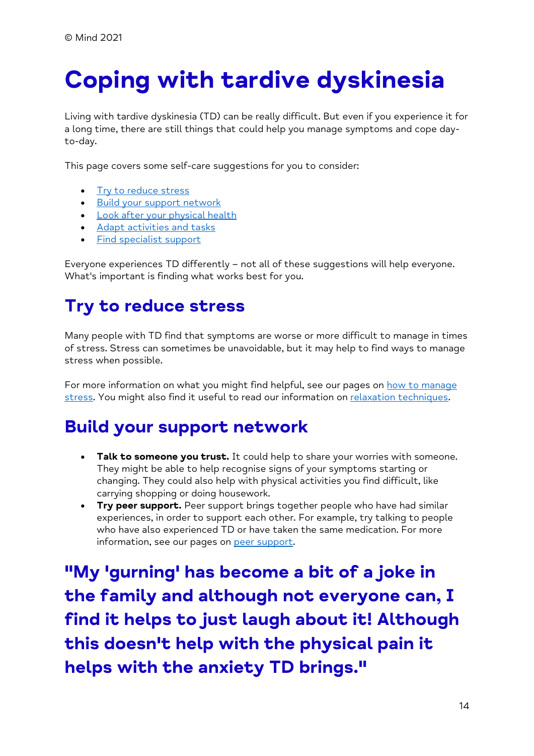© Mind 2021

# Coping with tardive dyskinesia

Living with tardive dyskinesia (TD) can be really difficult. But even if you experience it for a long time, there are still things that could help you manage symptoms and cope day-to-day.

This page covers some self-care suggestions for you to consider:

- Try to reduce stress
- Build your support network
- Look after your physical health
- Adapt activities and tasks
- Find specialist support

Everyone experiences TD differently – not all of these suggestions will help everyone. What's important is finding what works best for you.

## Try to reduce stress

Many people with TD find that symptoms are worse or more difficult to manage in times of stress. Stress can sometimes be unavoidable, but it may help to find ways to manage stress when possible.

For more information on what you might find helpful, see our pages on how to manage stress. You might also find it useful to read our information on relaxation techniques.

## Build your support network

- **Talk to someone you trust.** It could help to share your worries with someone. They might be able to help recognise signs of your symptoms starting or changing. They could also help with physical activities you find difficult, like carrying shopping or doing housework.
- **Try peer support.** Peer support brings together people who have had similar experiences, in order to support each other. For example, try talking to people who have also experienced TD or have taken the same medication. For more information, see our pages on peer support.

**"My 'gurning' has become a bit of a joke in the family and although not everyone can, I find it helps to just laugh about it! Although this doesn't help with the physical pain it helps with the anxiety TD brings."**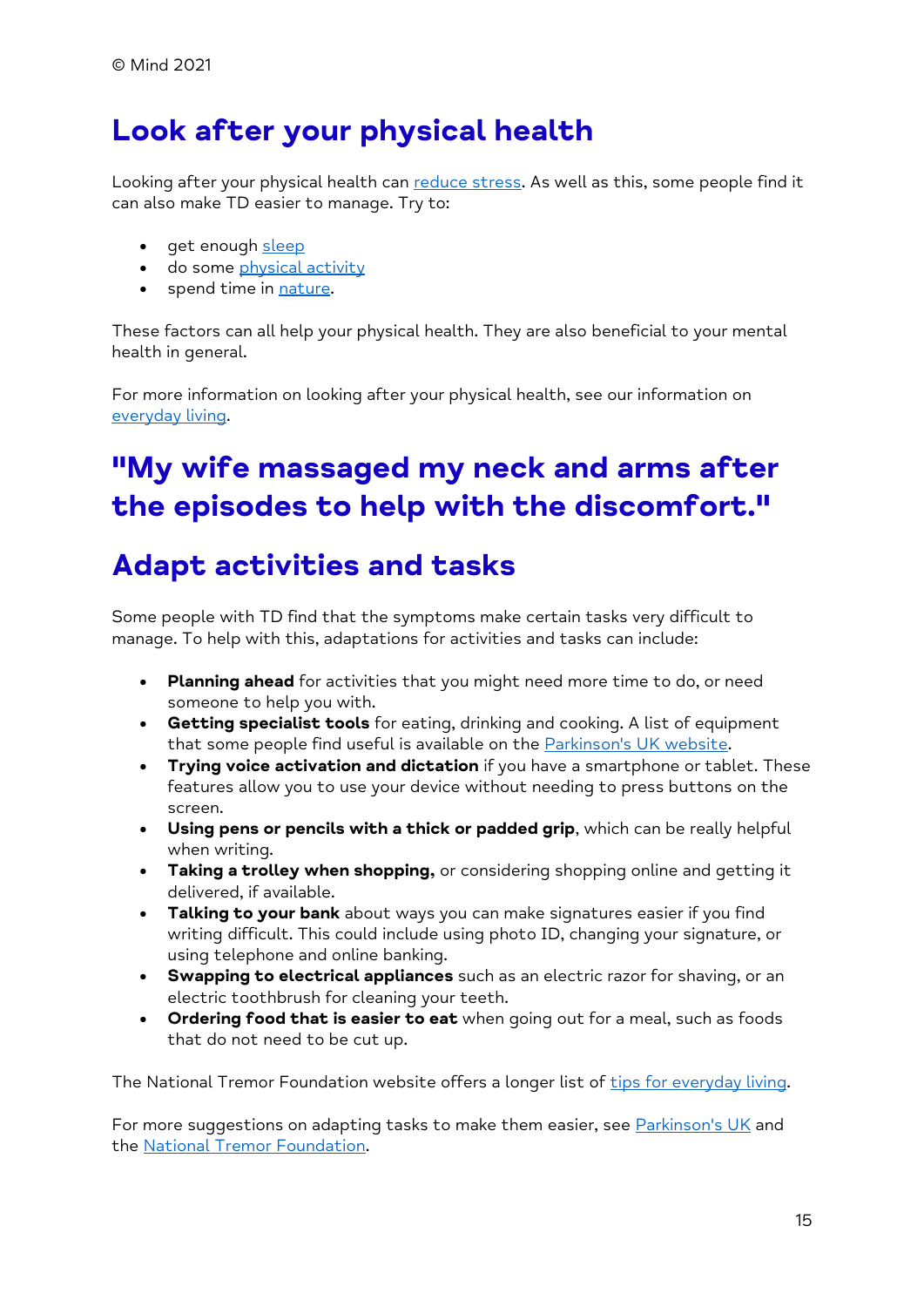© Mind 2021

## Look after your physical health

Looking after your physical health can reduce stress. As well as this, some people find it can also make TD easier to manage. Try to:

- get enough sleep
- do some physical activity
- spend time in nature.

These factors can all help your physical health. They are also beneficial to your mental health in general.

For more information on looking after your physical health, see our information on everyday living.

## "My wife massaged my neck and arms after the episodes to help with the discomfort."

## Adapt activities and tasks

Some people with TD find that the symptoms make certain tasks very difficult to manage. To help with this, adaptations for activities and tasks can include:

- **Planning ahead** for activities that you might need more time to do, or need someone to help you with.
- **Getting specialist tools** for eating, drinking and cooking. A list of equipment that some people find useful is available on the Parkinson's UK website.
- **Trying voice activation and dictation** if you have a smartphone or tablet. These features allow you to use your device without needing to press buttons on the screen.
- **Using pens or pencils with a thick or padded grip**, which can be really helpful when writing.
- **Taking a trolley when shopping,** or considering shopping online and getting it delivered, if available.
- **Talking to your bank** about ways you can make signatures easier if you find writing difficult. This could include using photo ID, changing your signature, or using telephone and online banking.
- **Swapping to electrical appliances** such as an electric razor for shaving, or an electric toothbrush for cleaning your teeth.
- **Ordering food that is easier to eat** when going out for a meal, such as foods that do not need to be cut up.

The National Tremor Foundation website offers a longer list of tips for everyday living.

For more suggestions on adapting tasks to make them easier, see Parkinson's UK and the National Tremor Foundation.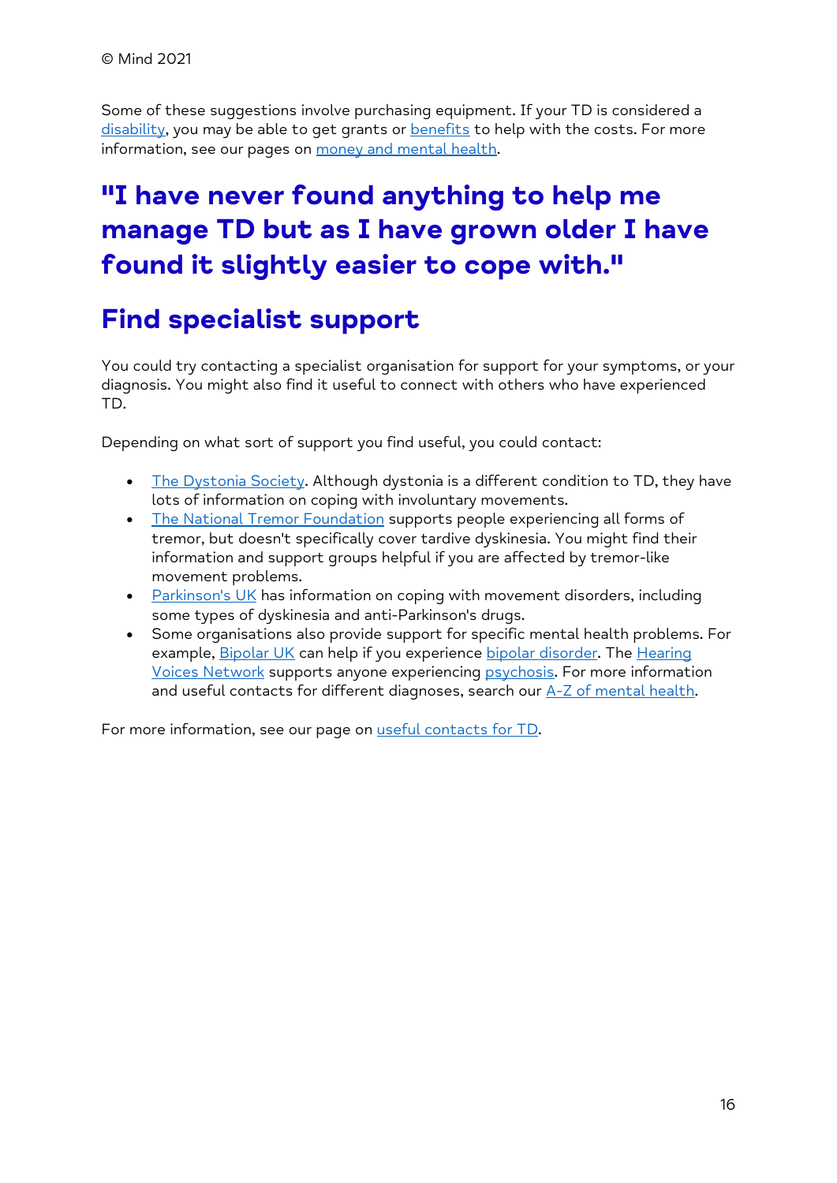Some of these suggestions involve purchasing equipment. If your TD is considered a disability, you may be able to get grants or benefits to help with the costs. For more information, see our pages on money and mental health.

## "I have never found anything to help me manage TD but as I have grown older I have found it slightly easier to cope with."

## Find specialist support

You could try contacting a specialist organisation for support for your symptoms, or your diagnosis. You might also find it useful to connect with others who have experienced TD.

Depending on what sort of support you find useful, you could contact:

- The Dystonia Society. Although dystonia is a different condition to TD, they have lots of information on coping with involuntary movements.
- The National Tremor Foundation supports people experiencing all forms of tremor, but doesn't specifically cover tardive dyskinesia. You might find their information and support groups helpful if you are affected by tremor-like movement problems.
- Parkinson's UK has information on coping with movement disorders, including some types of dyskinesia and anti-Parkinson's drugs.
- Some organisations also provide support for specific mental health problems. For example, Bipolar UK can help if you experience bipolar disorder. The Hearing Voices Network supports anyone experiencing psychosis. For more information and useful contacts for different diagnoses, search our A-Z of mental health.

For more information, see our page on useful contacts for TD.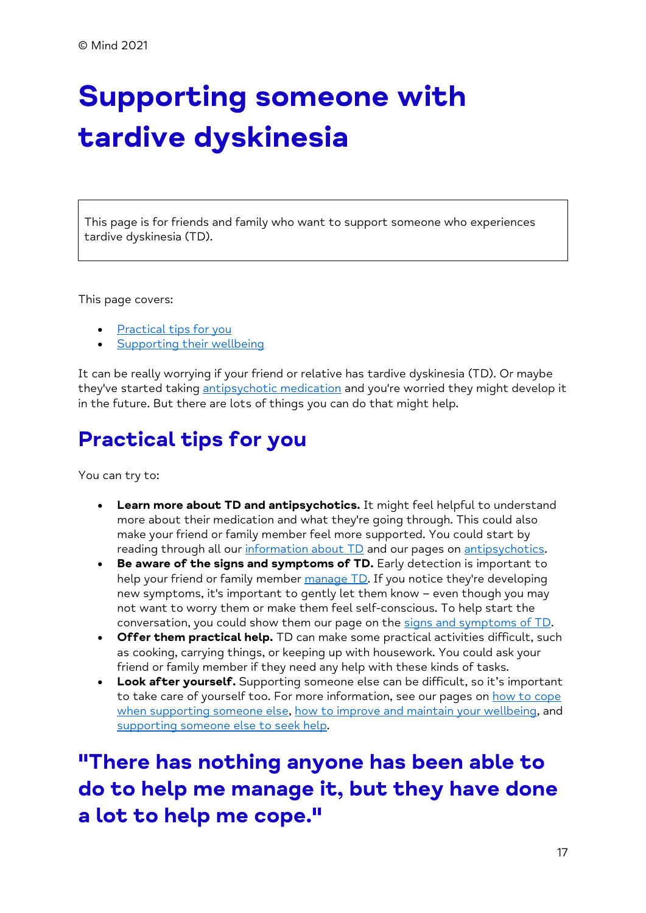© Mind 2021

# Supporting someone with tardive dyskinesia

This page is for friends and family who want to support someone who experiences tardive dyskinesia (TD).

This page covers:

- Practical tips for you
- Supporting their wellbeing

It can be really worrying if your friend or relative has tardive dyskinesia (TD). Or maybe they've started taking antipsychotic medication and you're worried they might develop it in the future. But there are lots of things you can do that might help.

## Practical tips for you

You can try to:

- **Learn more about TD and antipsychotics.** It might feel helpful to understand more about their medication and what they're going through. This could also make your friend or family member feel more supported. You could start by reading through all our information about TD and our pages on antipsychotics.
- **Be aware of the signs and symptoms of TD.** Early detection is important to help your friend or family member manage TD. If you notice they're developing new symptoms, it's important to gently let them know – even though you may not want to worry them or make them feel self-conscious. To help start the conversation, you could show them our page on the signs and symptoms of TD.
- **Offer them practical help.** TD can make some practical activities difficult, such as cooking, carrying things, or keeping up with housework. You could ask your friend or family member if they need any help with these kinds of tasks.
- **Look after yourself.** Supporting someone else can be difficult, so it's important to take care of yourself too. For more information, see our pages on how to cope when supporting someone else, how to improve and maintain your wellbeing, and supporting someone else to seek help.

## "There has nothing anyone has been able to do to help me manage it, but they have done a lot to help me cope."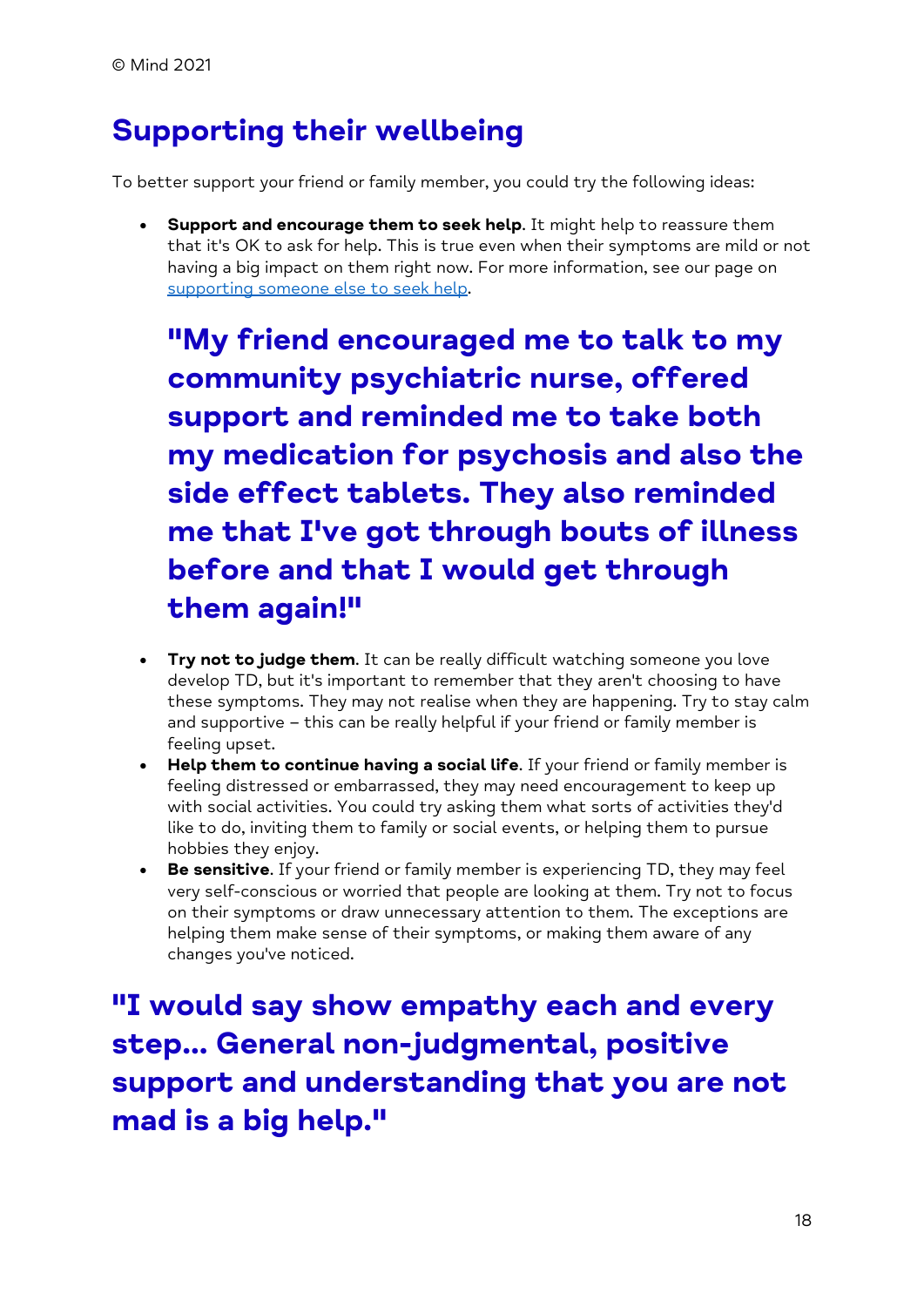© Mind 2021

## Supporting their wellbeing

To better support your friend or family member, you could try the following ideas:

- **Support and encourage them to seek help**. It might help to reassure them that it's OK to ask for help. This is true even when their symptoms are mild or not having a big impact on them right now. For more information, see our page on [supporting someone else to seek help](supporting someone else to seek help).

  **"My friend encouraged me to talk to my community psychiatric nurse, offered support and reminded me to take both my medication for psychosis and also the side effect tablets. They also reminded me that I've got through bouts of illness before and that I would get through them again!"**

- **Try not to judge them**. It can be really difficult watching someone you love develop TD, but it's important to remember that they aren't choosing to have these symptoms. They may not realise when they are happening. Try to stay calm and supportive – this can be really helpful if your friend or family member is feeling upset.
- **Help them to continue having a social life**. If your friend or family member is feeling distressed or embarrassed, they may need encouragement to keep up with social activities. You could try asking them what sorts of activities they'd like to do, inviting them to family or social events, or helping them to pursue hobbies they enjoy.
- **Be sensitive**. If your friend or family member is experiencing TD, they may feel very self-conscious or worried that people are looking at them. Try not to focus on their symptoms or draw unnecessary attention to them. The exceptions are helping them make sense of their symptoms, or making them aware of any changes you've noticed.

**"I would say show empathy each and every step... General non-judgmental, positive support and understanding that you are not mad is a big help."**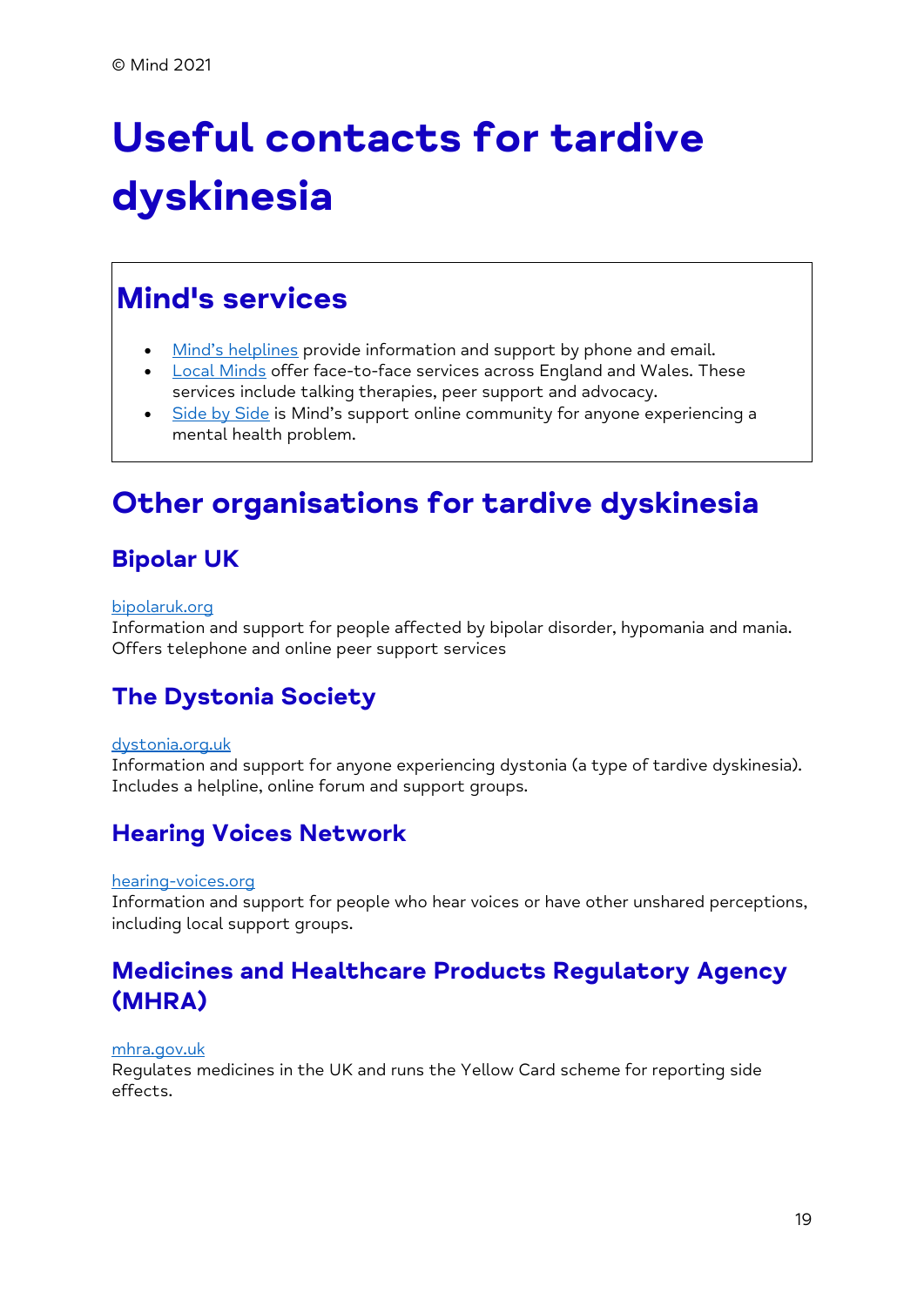© Mind 2021

# Useful contacts for tardive dyskinesia

## Mind's services

- Mind's helplines provide information and support by phone and email.
- Local Minds offer face-to-face services across England and Wales. These services include talking therapies, peer support and advocacy.
- Side by Side is Mind's support online community for anyone experiencing a mental health problem.

## Other organisations for tardive dyskinesia

### Bipolar UK

bipolaruk.org
Information and support for people affected by bipolar disorder, hypomania and mania. Offers telephone and online peer support services

### The Dystonia Society

dystonia.org.uk
Information and support for anyone experiencing dystonia (a type of tardive dyskinesia). Includes a helpline, online forum and support groups.

### Hearing Voices Network

hearing-voices.org
Information and support for people who hear voices or have other unshared perceptions, including local support groups.

### Medicines and Healthcare Products Regulatory Agency (MHRA)

mhra.gov.uk
Regulates medicines in the UK and runs the Yellow Card scheme for reporting side effects.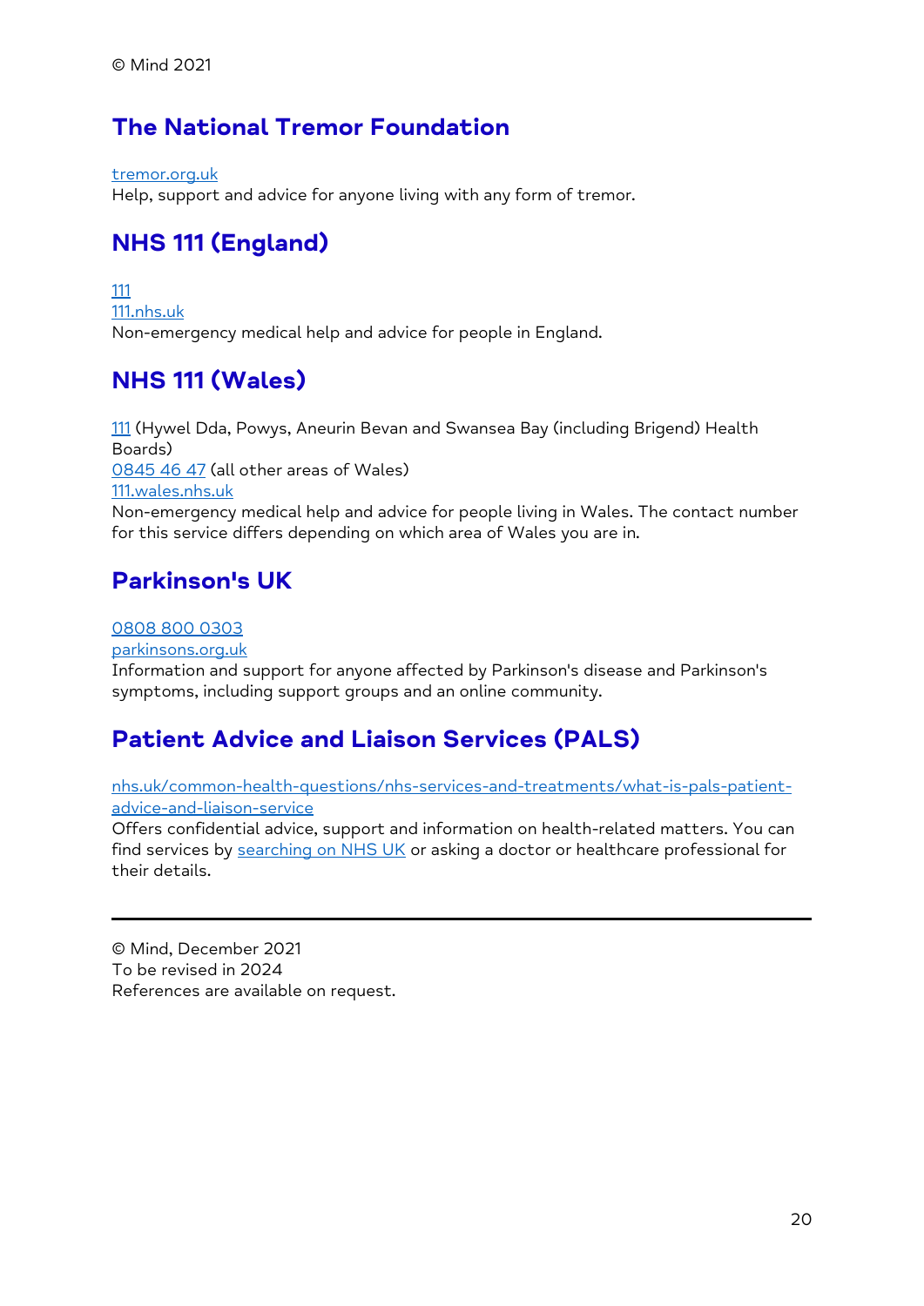© Mind 2021

## The National Tremor Foundation

tremor.org.uk
Help, support and advice for anyone living with any form of tremor.

## NHS 111 (England)

111
111.nhs.uk
Non-emergency medical help and advice for people in England.

## NHS 111 (Wales)

111 (Hywel Dda, Powys, Aneurin Bevan and Swansea Bay (including Brigend) Health Boards)
0845 46 47 (all other areas of Wales)
111.wales.nhs.uk
Non-emergency medical help and advice for people living in Wales. The contact number for this service differs depending on which area of Wales you are in.

## Parkinson's UK

0808 800 0303
parkinsons.org.uk
Information and support for anyone affected by Parkinson's disease and Parkinson's symptoms, including support groups and an online community.

## Patient Advice and Liaison Services (PALS)

nhs.uk/common-health-questions/nhs-services-and-treatments/what-is-pals-patient-advice-and-liaison-service
Offers confidential advice, support and information on health-related matters. You can find services by searching on NHS UK or asking a doctor or healthcare professional for their details.

---

© Mind, December 2021
To be revised in 2024
References are available on request.